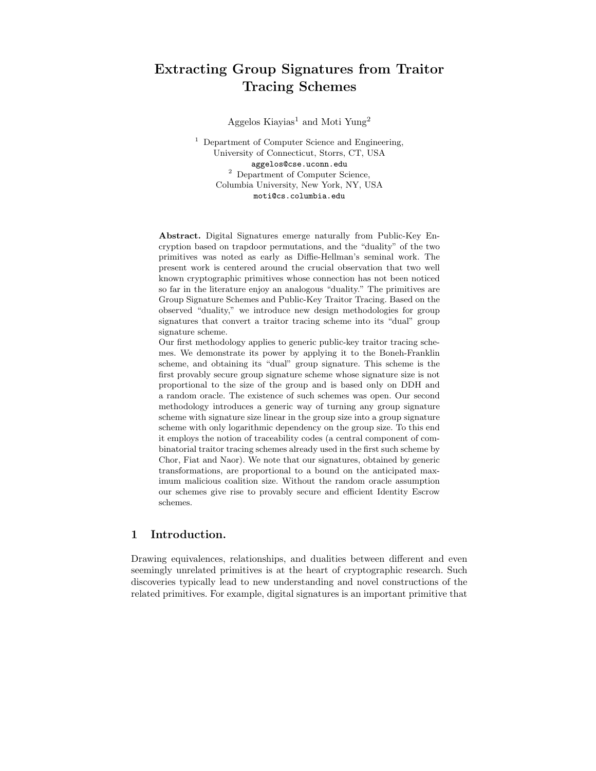# Extracting Group Signatures from Traitor Tracing Schemes

Aggelos Kiayias[1] and Moti Yung[2]

[1] Department of Computer Science and Engineering, University of Connecticut, Storrs, CT, USA
aggelos@cse.uconn.edu

[2] Department of Computer Science, Columbia University, New York, NY, USA
moti@cs.columbia.edu

**Abstract.** Digital Signatures emerge naturally from Public-Key Encryption based on trapdoor permutations, and the "duality" of the two primitives was noted as early as Diffie-Hellman's seminal work. The present work is centered around the crucial observation that two well known cryptographic primitives whose connection has not been noticed so far in the literature enjoy an analogous "duality." The primitives are Group Signature Schemes and Public-Key Traitor Tracing. Based on the observed "duality," we introduce new design methodologies for group signatures that convert a traitor tracing scheme into its "dual" group signature scheme.

Our first methodology applies to generic public-key traitor tracing schemes. We demonstrate its power by applying it to the Boneh-Franklin scheme, and obtaining its "dual" group signature. This scheme is the first provably secure group signature scheme whose signature size is not proportional to the size of the group and is based only on DDH and a random oracle. The existence of such schemes was open. Our second methodology introduces a generic way of turning any group signature scheme with signature size linear in the group size into a group signature scheme with only logarithmic dependency on the group size. To this end it employs the notion of traceability codes (a central component of combinatorial traitor tracing schemes already used in the first such scheme by Chor, Fiat and Naor). We note that our signatures, obtained by generic transformations, are proportional to a bound on the anticipated maximum malicious coalition size. Without the random oracle assumption our schemes give rise to provably secure and efficient Identity Escrow schemes.

## 1 Introduction.

Drawing equivalences, relationships, and dualities between different and even seemingly unrelated primitives is at the heart of cryptographic research. Such discoveries typically lead to new understanding and novel constructions of the related primitives. For example, digital signatures is an important primitive that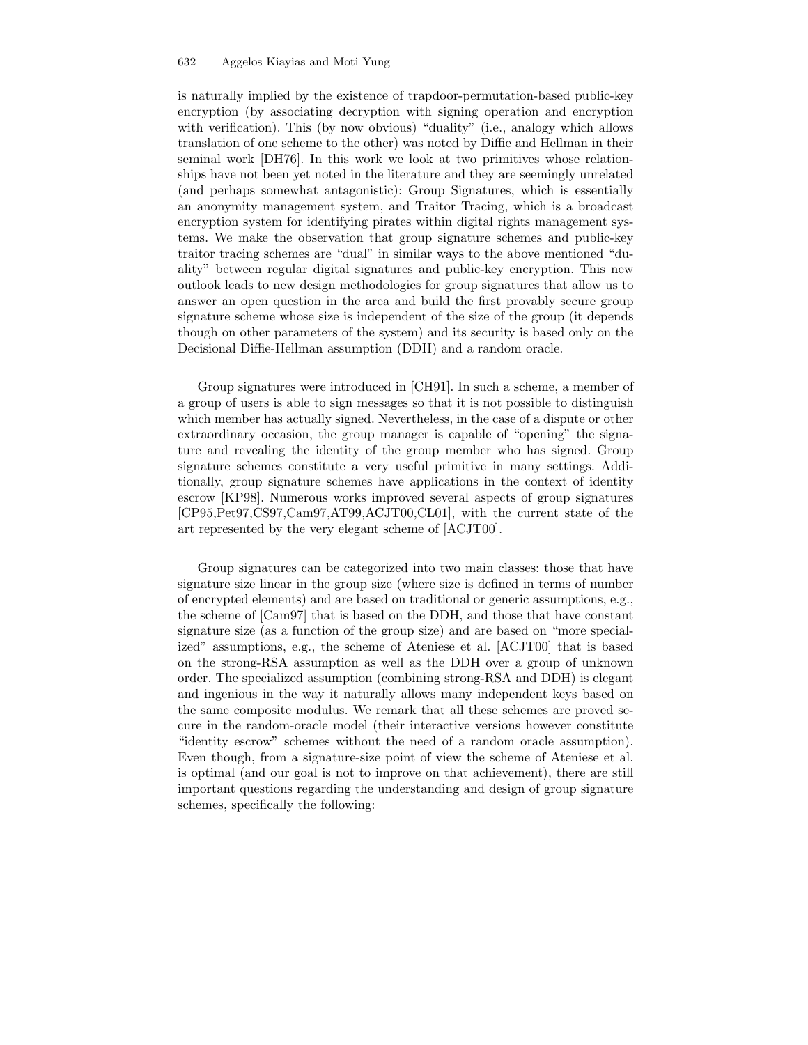is naturally implied by the existence of trapdoor-permutation-based public-key encryption (by associating decryption with signing operation and encryption with verification). This (by now obvious) "duality" (i.e., analogy which allows translation of one scheme to the other) was noted by Diffie and Hellman in their seminal work [DH76]. In this work we look at two primitives whose relationships have not been yet noted in the literature and they are seemingly unrelated (and perhaps somewhat antagonistic): Group Signatures, which is essentially an anonymity management system, and Traitor Tracing, which is a broadcast encryption system for identifying pirates within digital rights management systems. We make the observation that group signature schemes and public-key traitor tracing schemes are "dual" in similar ways to the above mentioned "duality" between regular digital signatures and public-key encryption. This new outlook leads to new design methodologies for group signatures that allow us to answer an open question in the area and build the first provably secure group signature scheme whose size is independent of the size of the group (it depends though on other parameters of the system) and its security is based only on the Decisional Diffie-Hellman assumption (DDH) and a random oracle.

Group signatures were introduced in [CH91]. In such a scheme, a member of a group of users is able to sign messages so that it is not possible to distinguish which member has actually signed. Nevertheless, in the case of a dispute or other extraordinary occasion, the group manager is capable of "opening" the signature and revealing the identity of the group member who has signed. Group signature schemes constitute a very useful primitive in many settings. Additionally, group signature schemes have applications in the context of identity escrow [KP98]. Numerous works improved several aspects of group signatures [CP95,Pet97,CS97,Cam97,AT99,ACJT00,CL01], with the current state of the art represented by the very elegant scheme of [ACJT00].

Group signatures can be categorized into two main classes: those that have signature size linear in the group size (where size is defined in terms of number of encrypted elements) and are based on traditional or generic assumptions, e.g., the scheme of [Cam97] that is based on the DDH, and those that have constant signature size (as a function of the group size) and are based on "more specialized" assumptions, e.g., the scheme of Ateniese et al. [ACJT00] that is based on the strong-RSA assumption as well as the DDH over a group of unknown order. The specialized assumption (combining strong-RSA and DDH) is elegant and ingenious in the way it naturally allows many independent keys based on the same composite modulus. We remark that all these schemes are proved secure in the random-oracle model (their interactive versions however constitute "identity escrow" schemes without the need of a random oracle assumption). Even though, from a signature-size point of view the scheme of Ateniese et al. is optimal (and our goal is not to improve on that achievement), there are still important questions regarding the understanding and design of group signature schemes, specifically the following: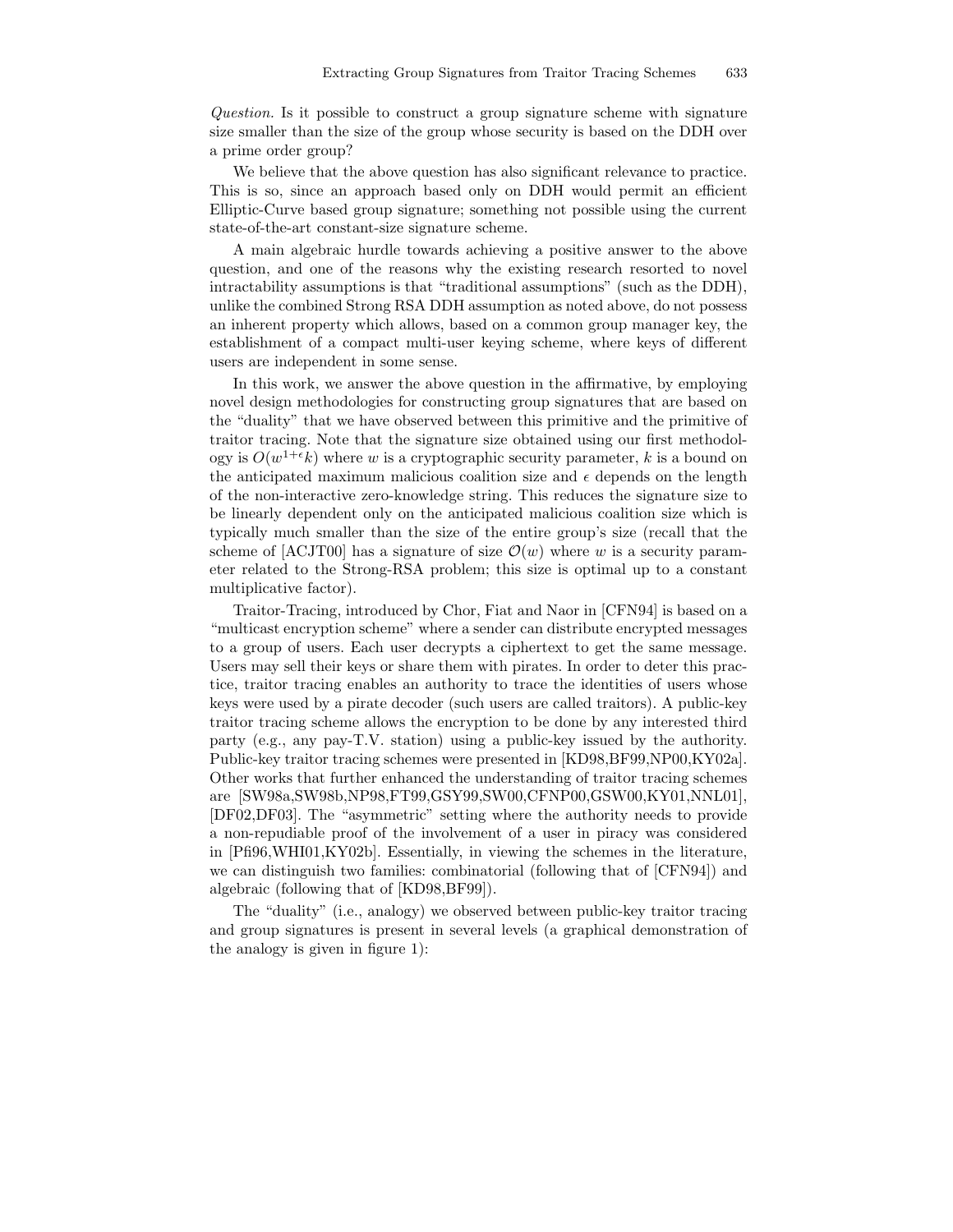*Question.* Is it possible to construct a group signature scheme with signature size smaller than the size of the group whose security is based on the DDH over a prime order group?

We believe that the above question has also significant relevance to practice. This is so, since an approach based only on DDH would permit an efficient Elliptic-Curve based group signature; something not possible using the current state-of-the-art constant-size signature scheme.

A main algebraic hurdle towards achieving a positive answer to the above question, and one of the reasons why the existing research resorted to novel intractability assumptions is that "traditional assumptions" (such as the DDH), unlike the combined Strong RSA DDH assumption as noted above, do not possess an inherent property which allows, based on a common group manager key, the establishment of a compact multi-user keying scheme, where keys of different users are independent in some sense.

In this work, we answer the above question in the affirmative, by employing novel design methodologies for constructing group signatures that are based on the "duality" that we have observed between this primitive and the primitive of traitor tracing. Note that the signature size obtained using our first methodology is $O(w^{1+\epsilon}k)$ where $w$ is a cryptographic security parameter, $k$ is a bound on the anticipated maximum malicious coalition size and $\epsilon$ depends on the length of the non-interactive zero-knowledge string. This reduces the signature size to be linearly dependent only on the anticipated malicious coalition size which is typically much smaller than the size of the entire group's size (recall that the scheme of [ACJT00] has a signature of size $\mathcal{O}(w)$ where $w$ is a security parameter related to the Strong-RSA problem; this size is optimal up to a constant multiplicative factor).

Traitor-Tracing, introduced by Chor, Fiat and Naor in [CFN94] is based on a "multicast encryption scheme" where a sender can distribute encrypted messages to a group of users. Each user decrypts a ciphertext to get the same message. Users may sell their keys or share them with pirates. In order to deter this practice, traitor tracing enables an authority to trace the identities of users whose keys were used by a pirate decoder (such users are called traitors). A public-key traitor tracing scheme allows the encryption to be done by any interested third party (e.g., any pay-T.V. station) using a public-key issued by the authority. Public-key traitor tracing schemes were presented in [KD98,BF99,NP00,KY02a]. Other works that further enhanced the understanding of traitor tracing schemes are [SW98a,SW98b,NP98,FT99,GSY99,SW00,CFNP00,GSW00,KY01,NNL01], [DF02,DF03]. The "asymmetric" setting where the authority needs to provide a non-repudiable proof of the involvement of a user in piracy was considered in [Pfi96,WHI01,KY02b]. Essentially, in viewing the schemes in the literature, we can distinguish two families: combinatorial (following that of [CFN94]) and algebraic (following that of [KD98,BF99]).

The "duality" (i.e., analogy) we observed between public-key traitor tracing and group signatures is present in several levels (a graphical demonstration of the analogy is given in figure 1):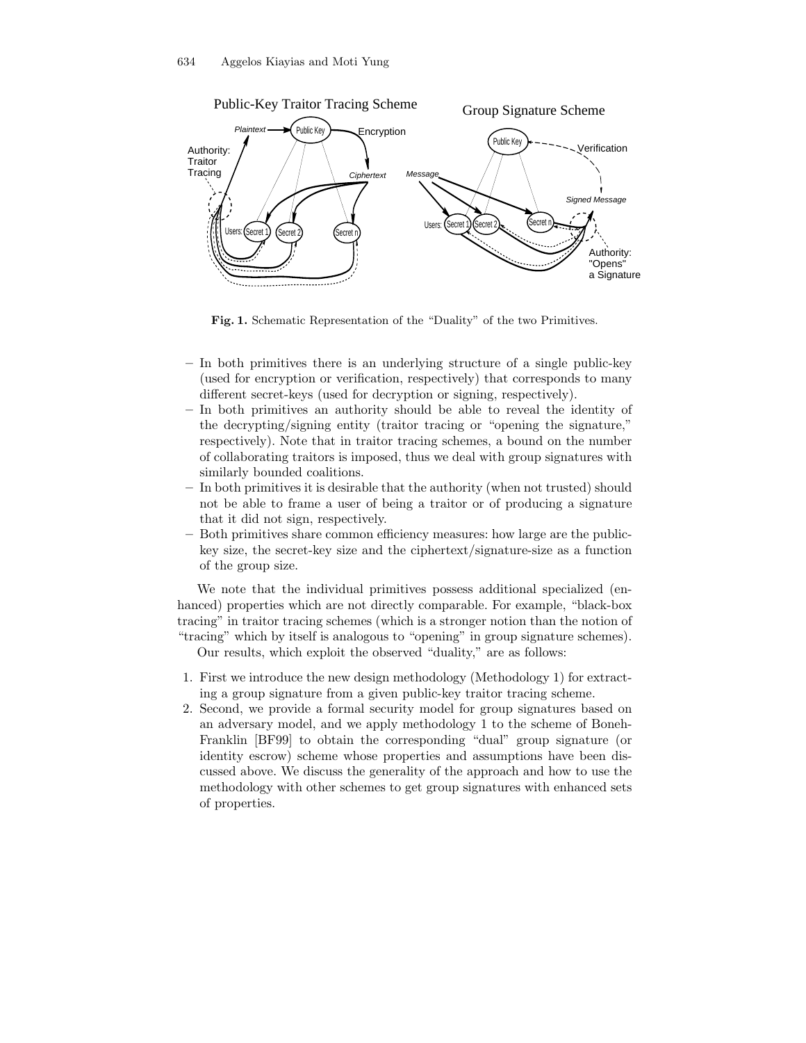Public-Key Traitor Tracing Scheme

Plaintext

Public Key

Encryption

Authority: Traitor Tracing

Ciphertext

Users: Secret 1

Secret 2

Secret n

Group Signature Scheme

Public Key

Verification

Message

Signed Message

Users: Secret 1

Secret 2

Secret n

Authority: "Opens" a Signature

**Fig. 1.** Schematic Representation of the "Duality" of the two Primitives.

- In both primitives there is an underlying structure of a single public-key (used for encryption or verification, respectively) that corresponds to many different secret-keys (used for decryption or signing, respectively).
- In both primitives an authority should be able to reveal the identity of the decrypting/signing entity (traitor tracing or "opening the signature," respectively). Note that in traitor tracing schemes, a bound on the number of collaborating traitors is imposed, thus we deal with group signatures with similarly bounded coalitions.
- In both primitives it is desirable that the authority (when not trusted) should not be able to frame a user of being a traitor or of producing a signature that it did not sign, respectively.
- Both primitives share common efficiency measures: how large are the public-key size, the secret-key size and the ciphertext/signature-size as a function of the group size.

We note that the individual primitives possess additional specialized (enhanced) properties which are not directly comparable. For example, "black-box tracing" in traitor tracing schemes (which is a stronger notion than the notion of "tracing" which by itself is analogous to "opening" in group signature schemes).

Our results, which exploit the observed "duality," are as follows:

1. First we introduce the new design methodology (Methodology 1) for extracting a group signature from a given public-key traitor tracing scheme.
2. Second, we provide a formal security model for group signatures based on an adversary model, and we apply methodology 1 to the scheme of Boneh-Franklin [BF99] to obtain the corresponding "dual" group signature (or identity escrow) scheme whose properties and assumptions have been discussed above. We discuss the generality of the approach and how to use the methodology with other schemes to get group signatures with enhanced sets of properties.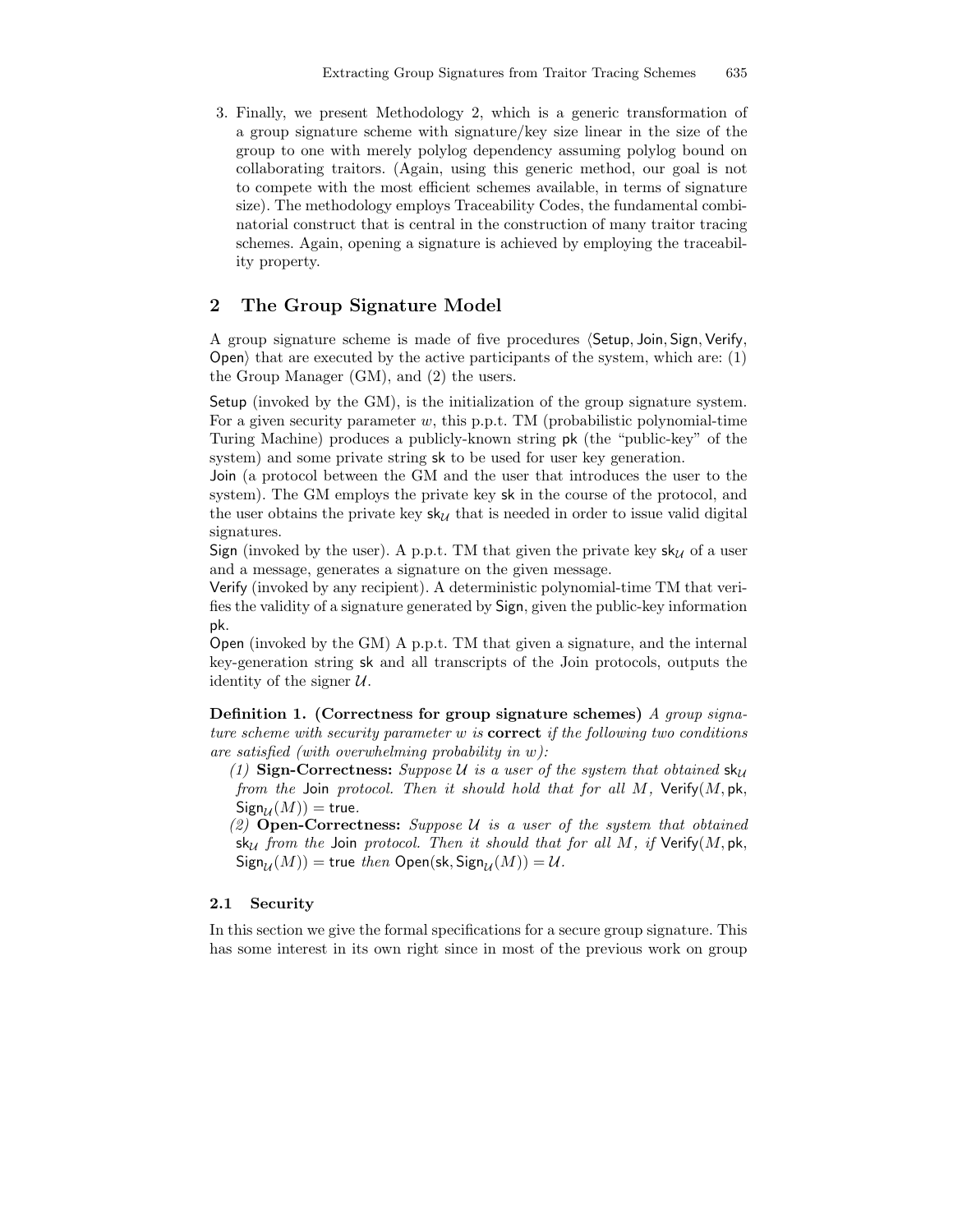3. Finally, we present Methodology 2, which is a generic transformation of a group signature scheme with signature/key size linear in the size of the group to one with merely polylog dependency assuming polylog bound on collaborating traitors. (Again, using this generic method, our goal is not to compete with the most efficient schemes available, in terms of signature size). The methodology employs Traceability Codes, the fundamental combinatorial construct that is central in the construction of many traitor tracing schemes. Again, opening a signature is achieved by employing the traceability property.

## 2 The Group Signature Model

A group signature scheme is made of five procedures $\langle \mathsf{Setup}, \mathsf{Join}, \mathsf{Sign}, \mathsf{Verify}, \mathsf{Open} \rangle$ that are executed by the active participants of the system, which are: (1) the Group Manager (GM), and (2) the users.

Setup (invoked by the GM), is the initialization of the group signature system. For a given security parameter $w$, this p.p.t. TM (probabilistic polynomial-time Turing Machine) produces a publicly-known string $\mathsf{pk}$ (the "public-key" of the system) and some private string $\mathsf{sk}$ to be used for user key generation.

Join (a protocol between the GM and the user that introduces the user to the system). The GM employs the private key $\mathsf{sk}$ in the course of the protocol, and the user obtains the private key $\mathsf{sk}_{\mathcal{U}}$ that is needed in order to issue valid digital signatures.

Sign (invoked by the user). A p.p.t. TM that given the private key $\mathsf{sk}_{\mathcal{U}}$ of a user and a message, generates a signature on the given message.

Verify (invoked by any recipient). A deterministic polynomial-time TM that verifies the validity of a signature generated by Sign, given the public-key information $\mathsf{pk}$.

Open (invoked by the GM) A p.p.t. TM that given a signature, and the internal key-generation string $\mathsf{sk}$ and all transcripts of the Join protocols, outputs the identity of the signer $\mathcal{U}$.

**Definition 1. (Correctness for group signature schemes)** *A group signature scheme with security parameter $w$ is* **correct** *if the following two conditions are satisfied (with overwhelming probability in $w$):*

*(1)* **Sign-Correctness:** *Suppose $\mathcal{U}$ is a user of the system that obtained $\mathsf{sk}_{\mathcal{U}}$ from the* Join *protocol. Then it should hold that for all $M$, $\mathsf{Verify}(M, \mathsf{pk}, \mathsf{Sign}_{\mathcal{U}}(M)) = \mathsf{true}$.*

*(2)* **Open-Correctness:** *Suppose $\mathcal{U}$ is a user of the system that obtained $\mathsf{sk}_{\mathcal{U}}$ from the* Join *protocol. Then it should that for all $M$, if $\mathsf{Verify}(M, \mathsf{pk}, \mathsf{Sign}_{\mathcal{U}}(M)) = \mathsf{true}$ then $\mathsf{Open}(\mathsf{sk}, \mathsf{Sign}_{\mathcal{U}}(M)) = \mathcal{U}$.*

### 2.1 Security

In this section we give the formal specifications for a secure group signature. This has some interest in its own right since in most of the previous work on group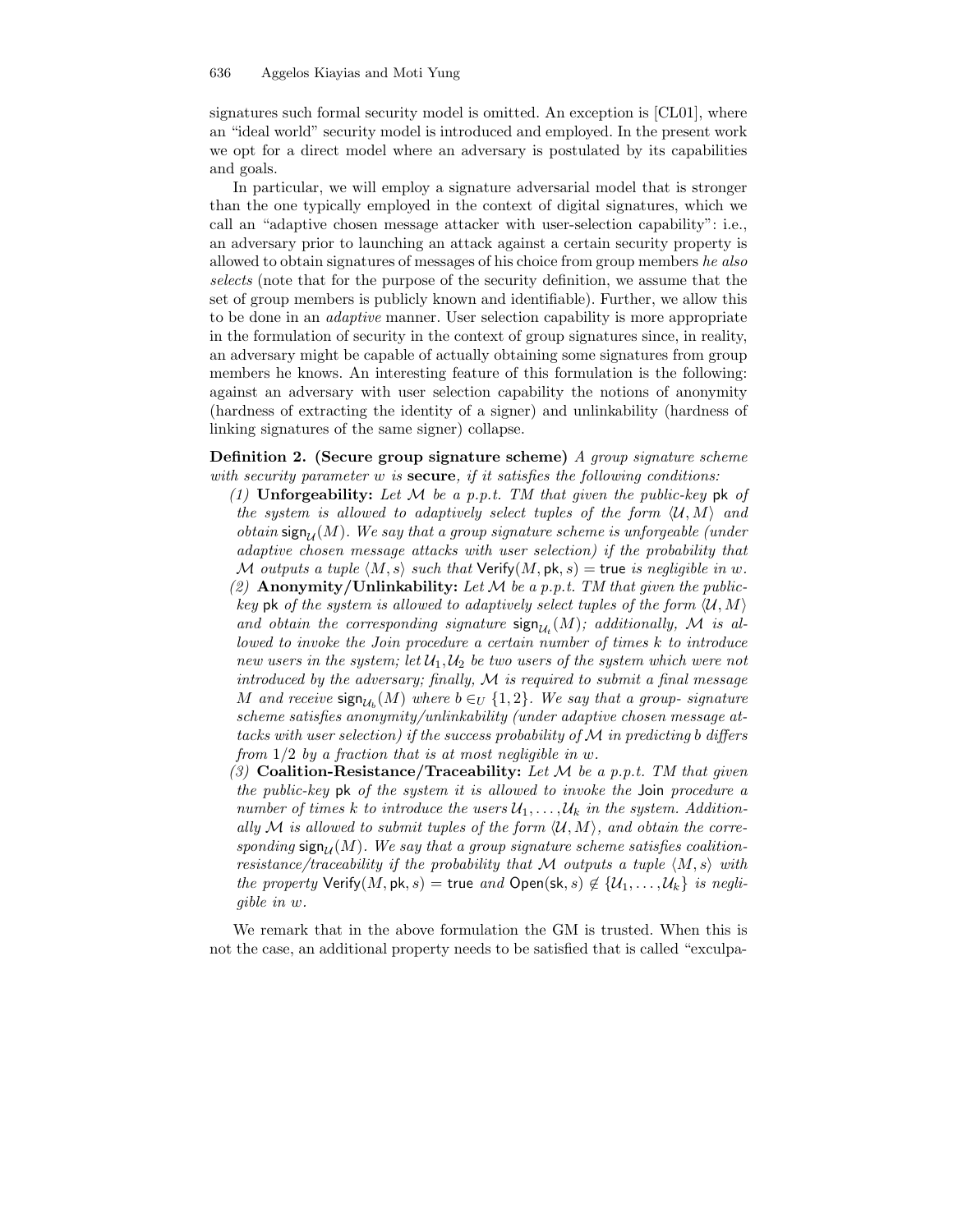signatures such formal security model is omitted. An exception is [CL01], where an "ideal world" security model is introduced and employed. In the present work we opt for a direct model where an adversary is postulated by its capabilities and goals.

In particular, we will employ a signature adversarial model that is stronger than the one typically employed in the context of digital signatures, which we call an "adaptive chosen message attacker with user-selection capability": i.e., an adversary prior to launching an attack against a certain security property is allowed to obtain signatures of messages of his choice from group members *he also selects* (note that for the purpose of the security definition, we assume that the set of group members is publicly known and identifiable). Further, we allow this to be done in an *adaptive* manner. User selection capability is more appropriate in the formulation of security in the context of group signatures since, in reality, an adversary might be capable of actually obtaining some signatures from group members he knows. An interesting feature of this formulation is the following: against an adversary with user selection capability the notions of anonymity (hardness of extracting the identity of a signer) and unlinkability (hardness of linking signatures of the same signer) collapse.

**Definition 2. (Secure group signature scheme)** *A group signature scheme with security parameter $w$ is* **secure***, if it satisfies the following conditions:*

*(1)* **Unforgeability:** *Let $\mathcal{M}$ be a p.p.t. TM that given the public-key $\mathsf{pk}$ of the system is allowed to adaptively select tuples of the form $\langle \mathcal{U}, M \rangle$ and obtain $\mathsf{sign}_{\mathcal{U}}(M)$. We say that a group signature scheme is unforgeable (under adaptive chosen message attacks with user selection) if the probability that $\mathcal{M}$ outputs a tuple $\langle M, s \rangle$ such that $\mathsf{Verify}(M, \mathsf{pk}, s) = \mathsf{true}$ is negligible in $w$.*

*(2)* **Anonymity/Unlinkability:** *Let $\mathcal{M}$ be a p.p.t. TM that given the public-key $\mathsf{pk}$ of the system is allowed to adaptively select tuples of the form $\langle \mathcal{U}, M \rangle$ and obtain the corresponding signature $\mathsf{sign}_{\mathcal{U}_t}(M)$; additionally, $\mathcal{M}$ is allowed to invoke the Join procedure a certain number of times $k$ to introduce new users in the system; let $\mathcal{U}_1, \mathcal{U}_2$ be two users of the system which were not introduced by the adversary; finally, $\mathcal{M}$ is required to submit a final message $M$ and receive $\mathsf{sign}_{\mathcal{U}_b}(M)$ where $b \in_U \{1, 2\}$. We say that a group- signature scheme satisfies anonymity/unlinkability (under adaptive chosen message attacks with user selection) if the success probability of $\mathcal{M}$ in predicting $b$ differs from $1/2$ by a fraction that is at most negligible in $w$.*

*(3)* **Coalition-Resistance/Traceability:** *Let $\mathcal{M}$ be a p.p.t. TM that given the public-key $\mathsf{pk}$ of the system it is allowed to invoke the $\mathsf{Join}$ procedure a number of times $k$ to introduce the users $\mathcal{U}_1, \ldots, \mathcal{U}_k$ in the system. Additionally $\mathcal{M}$ is allowed to submit tuples of the form $\langle \mathcal{U}, M \rangle$, and obtain the corresponding $\mathsf{sign}_{\mathcal{U}}(M)$. We say that a group signature scheme satisfies coalition-resistance/traceability if the probability that $\mathcal{M}$ outputs a tuple $\langle M, s \rangle$ with the property $\mathsf{Verify}(M, \mathsf{pk}, s) = \mathsf{true}$ and $\mathsf{Open}(\mathsf{sk}, s) \notin \{\mathcal{U}_1, \ldots, \mathcal{U}_k\}$ is negligible in $w$.*

We remark that in the above formulation the GM is trusted. When this is not the case, an additional property needs to be satisfied that is called "exculpa-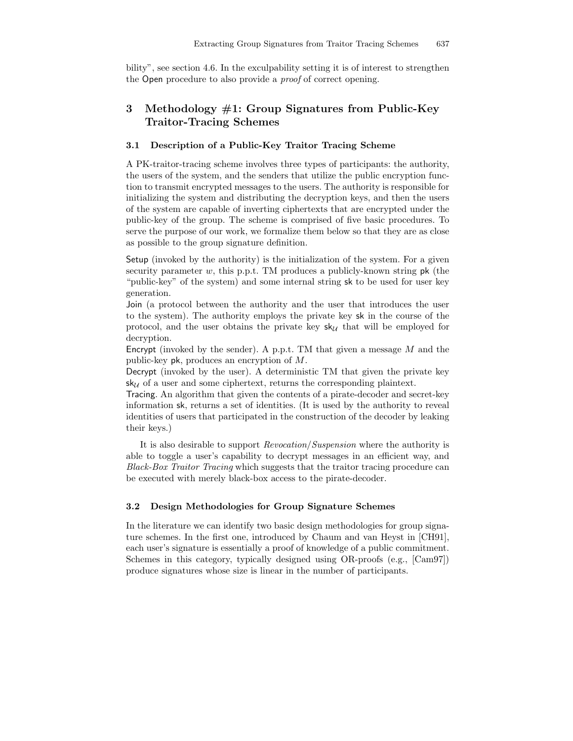bility", see section 4.6. In the exculpability setting it is of interest to strengthen the Open procedure to also provide a *proof* of correct opening.

## 3 Methodology #1: Group Signatures from Public-Key Traitor-Tracing Schemes

### 3.1 Description of a Public-Key Traitor Tracing Scheme

A PK-traitor-tracing scheme involves three types of participants: the authority, the users of the system, and the senders that utilize the public encryption function to transmit encrypted messages to the users. The authority is responsible for initializing the system and distributing the decryption keys, and then the users of the system are capable of inverting ciphertexts that are encrypted under the public-key of the group. The scheme is comprised of five basic procedures. To serve the purpose of our work, we formalize them below so that they are as close as possible to the group signature definition.

Setup (invoked by the authority) is the initialization of the system. For a given security parameter $w$, this p.p.t. TM produces a publicly-known string $\mathsf{pk}$ (the "public-key" of the system) and some internal string $\mathsf{sk}$ to be used for user key generation.

Join (a protocol between the authority and the user that introduces the user to the system). The authority employs the private key $\mathsf{sk}$ in the course of the protocol, and the user obtains the private key $\mathsf{sk}_{\mathcal{U}}$ that will be employed for decryption.

Encrypt (invoked by the sender). A p.p.t. TM that given a message $M$ and the public-key $\mathsf{pk}$, produces an encryption of $M$.

Decrypt (invoked by the user). A deterministic TM that given the private key $\mathsf{sk}_{\mathcal{U}}$ of a user and some ciphertext, returns the corresponding plaintext.

Tracing. An algorithm that given the contents of a pirate-decoder and secret-key information $\mathsf{sk}$, returns a set of identities. (It is used by the authority to reveal identities of users that participated in the construction of the decoder by leaking their keys.)

It is also desirable to support *Revocation/Suspension* where the authority is able to toggle a user's capability to decrypt messages in an efficient way, and *Black-Box Traitor Tracing* which suggests that the traitor tracing procedure can be executed with merely black-box access to the pirate-decoder.

### 3.2 Design Methodologies for Group Signature Schemes

In the literature we can identify two basic design methodologies for group signature schemes. In the first one, introduced by Chaum and van Heyst in [CH91], each user's signature is essentially a proof of knowledge of a public commitment. Schemes in this category, typically designed using OR-proofs (e.g., [Cam97]) produce signatures whose size is linear in the number of participants.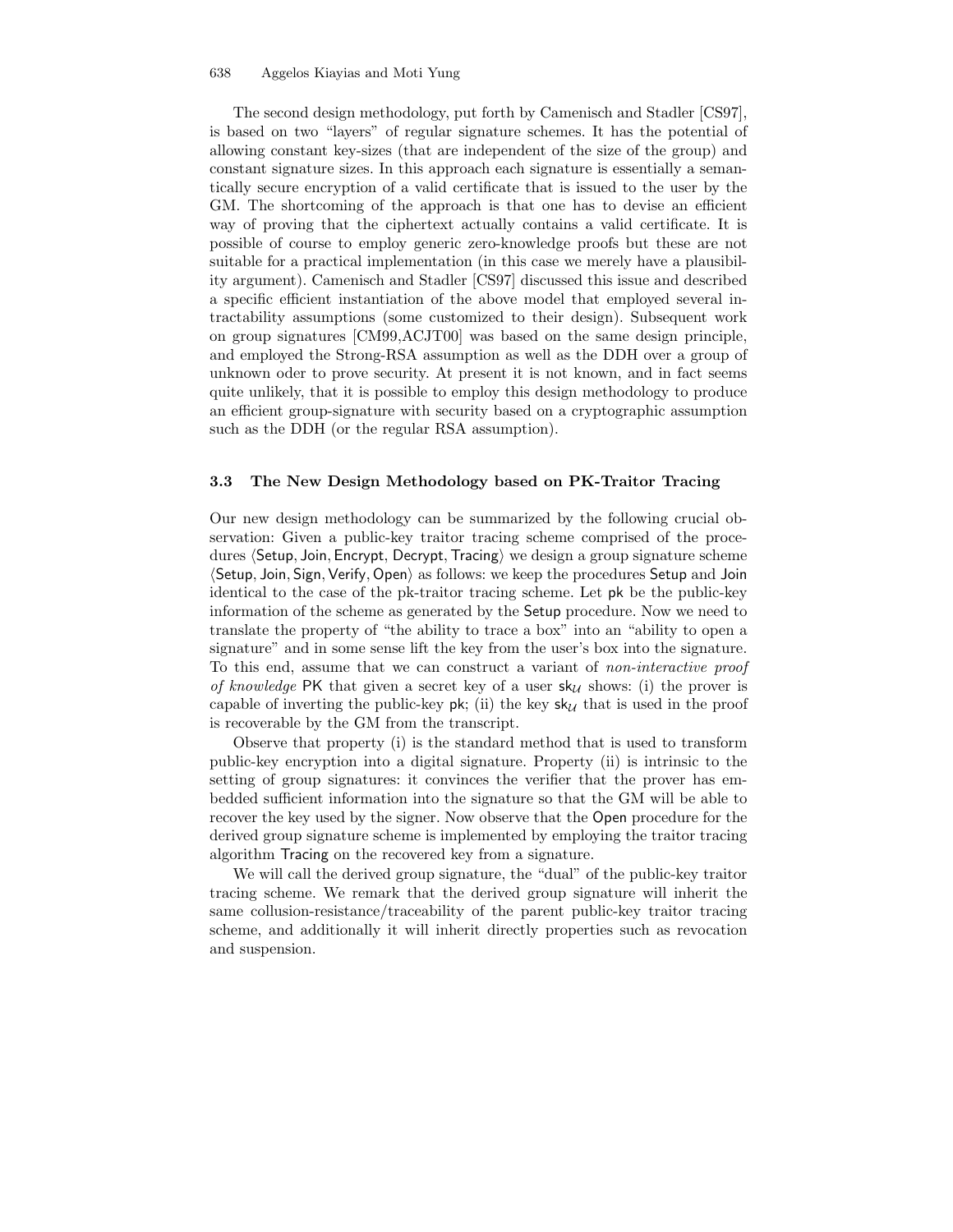The second design methodology, put forth by Camenisch and Stadler [CS97], is based on two "layers" of regular signature schemes. It has the potential of allowing constant key-sizes (that are independent of the size of the group) and constant signature sizes. In this approach each signature is essentially a semantically secure encryption of a valid certificate that is issued to the user by the GM. The shortcoming of the approach is that one has to devise an efficient way of proving that the ciphertext actually contains a valid certificate. It is possible of course to employ generic zero-knowledge proofs but these are not suitable for a practical implementation (in this case we merely have a plausibility argument). Camenisch and Stadler [CS97] discussed this issue and described a specific efficient instantiation of the above model that employed several intractability assumptions (some customized to their design). Subsequent work on group signatures [CM99,ACJT00] was based on the same design principle, and employed the Strong-RSA assumption as well as the DDH over a group of unknown oder to prove security. At present it is not known, and in fact seems quite unlikely, that it is possible to employ this design methodology to produce an efficient group-signature with security based on a cryptographic assumption such as the DDH (or the regular RSA assumption).

### 3.3 The New Design Methodology based on PK-Traitor Tracing

Our new design methodology can be summarized by the following crucial observation: Given a public-key traitor tracing scheme comprised of the procedures $\langle \mathsf{Setup}, \mathsf{Join}, \mathsf{Encrypt}, \mathsf{Decrypt}, \mathsf{Tracing} \rangle$ we design a group signature scheme $\langle \mathsf{Setup}, \mathsf{Join}, \mathsf{Sign}, \mathsf{Verify}, \mathsf{Open} \rangle$ as follows: we keep the procedures Setup and Join identical to the case of the pk-traitor tracing scheme. Let $\mathsf{pk}$ be the public-key information of the scheme as generated by the Setup procedure. Now we need to translate the property of "the ability to trace a box" into an "ability to open a signature" and in some sense lift the key from the user's box into the signature. To this end, assume that we can construct a variant of *non-interactive proof of knowledge* PK that given a secret key of a user $\mathsf{sk}_{\mathcal{U}}$ shows: (i) the prover is capable of inverting the public-key $\mathsf{pk}$; (ii) the key $\mathsf{sk}_{\mathcal{U}}$ that is used in the proof is recoverable by the GM from the transcript.

Observe that property (i) is the standard method that is used to transform public-key encryption into a digital signature. Property (ii) is intrinsic to the setting of group signatures: it convinces the verifier that the prover has embedded sufficient information into the signature so that the GM will be able to recover the key used by the signer. Now observe that the Open procedure for the derived group signature scheme is implemented by employing the traitor tracing algorithm Tracing on the recovered key from a signature.

We will call the derived group signature, the "dual" of the public-key traitor tracing scheme. We remark that the derived group signature will inherit the same collusion-resistance/traceability of the parent public-key traitor tracing scheme, and additionally it will inherit directly properties such as revocation and suspension.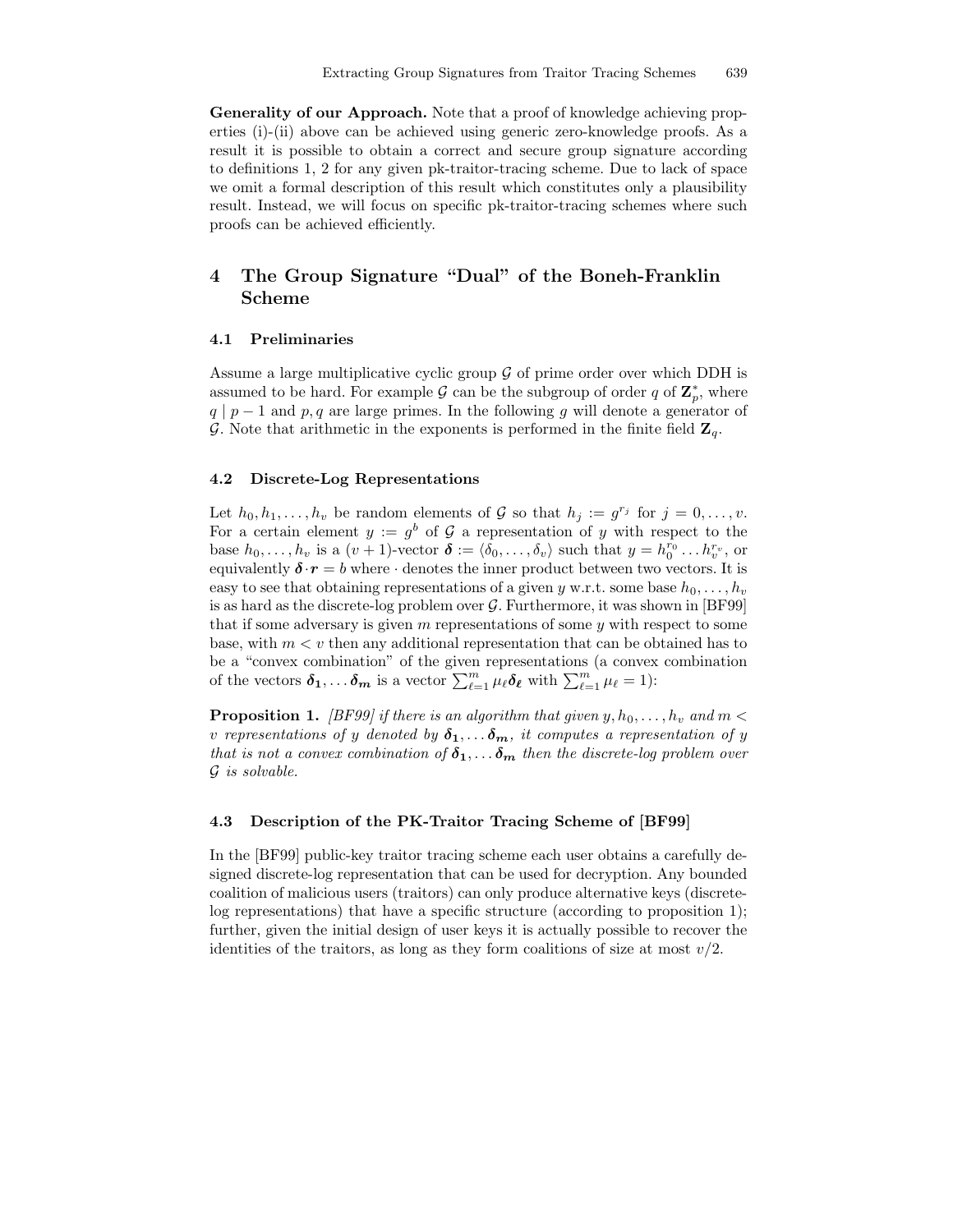**Generality of our Approach.** Note that a proof of knowledge achieving properties (i)-(ii) above can be achieved using generic zero-knowledge proofs. As a result it is possible to obtain a correct and secure group signature according to definitions 1, 2 for any given pk-traitor-tracing scheme. Due to lack of space we omit a formal description of this result which constitutes only a plausibility result. Instead, we will focus on specific pk-traitor-tracing schemes where such proofs can be achieved efficiently.

## 4 The Group Signature "Dual" of the Boneh-Franklin Scheme

### 4.1 Preliminaries

Assume a large multiplicative cyclic group $\mathcal{G}$ of prime order over which DDH is assumed to be hard. For example $\mathcal{G}$ can be the subgroup of order $q$ of $\mathbf{Z}_p^*$, where $q \mid p-1$ and $p, q$ are large primes. In the following $g$ will denote a generator of $\mathcal{G}$. Note that arithmetic in the exponents is performed in the finite field $\mathbf{Z}_q$.

### 4.2 Discrete-Log Representations

Let $h_0, h_1, \ldots, h_v$ be random elements of $\mathcal{G}$ so that $h_j := g^{r_j}$ for $j = 0, \ldots, v$. For a certain element $y := g^b$ of $\mathcal{G}$ a representation of $y$ with respect to the base $h_0, \ldots, h_v$ is a $(v+1)$-vector $\boldsymbol{\delta} := \langle \delta_0, \ldots, \delta_v \rangle$ such that $y = h_0^{r_0} \ldots h_v^{r_v}$, or equivalently $\boldsymbol{\delta} \cdot \boldsymbol{r} = b$ where $\cdot$ denotes the inner product between two vectors. It is easy to see that obtaining representations of a given $y$ w.r.t. some base $h_0, \ldots, h_v$ is as hard as the discrete-log problem over $\mathcal{G}$. Furthermore, it was shown in [BF99] that if some adversary is given $m$ representations of some $y$ with respect to some base, with $m < v$ then any additional representation that can be obtained has to be a "convex combination" of the given representations (a convex combination of the vectors $\boldsymbol{\delta_1}, \ldots \boldsymbol{\delta_m}$ is a vector $\sum_{\ell=1}^{m} \mu_\ell \boldsymbol{\delta_\ell}$ with $\sum_{\ell=1}^{m} \mu_\ell = 1$):

**Proposition 1.** *[BF99] if there is an algorithm that given $y, h_0, \ldots, h_v$ and $m < v$ representations of $y$ denoted by $\boldsymbol{\delta_1}, \ldots \boldsymbol{\delta_m}$, it computes a representation of $y$ that is not a convex combination of $\boldsymbol{\delta_1}, \ldots \boldsymbol{\delta_m}$ then the discrete-log problem over $\mathcal{G}$ is solvable.*

### 4.3 Description of the PK-Traitor Tracing Scheme of [BF99]

In the [BF99] public-key traitor tracing scheme each user obtains a carefully designed discrete-log representation that can be used for decryption. Any bounded coalition of malicious users (traitors) can only produce alternative keys (discrete-log representations) that have a specific structure (according to proposition 1); further, given the initial design of user keys it is actually possible to recover the identities of the traitors, as long as they form coalitions of size at most $v/2$.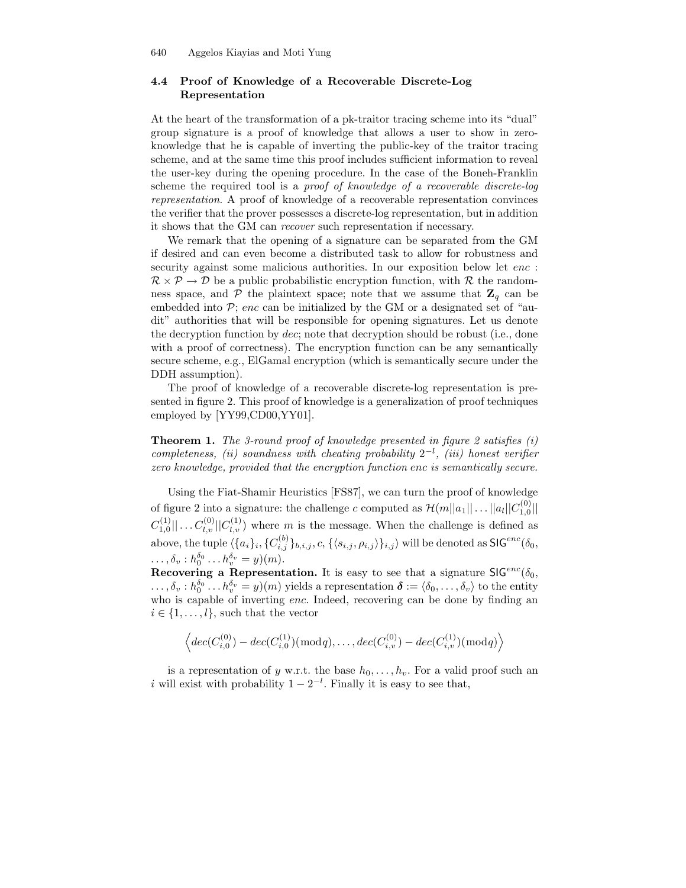### 4.4 Proof of Knowledge of a Recoverable Discrete-Log Representation

At the heart of the transformation of a pk-traitor tracing scheme into its "dual" group signature is a proof of knowledge that allows a user to show in zero-knowledge that he is capable of inverting the public-key of the traitor tracing scheme, and at the same time this proof includes sufficient information to reveal the user-key during the opening procedure. In the case of the Boneh-Franklin scheme the required tool is a *proof of knowledge of a recoverable discrete-log representation*. A proof of knowledge of a recoverable representation convinces the verifier that the prover possesses a discrete-log representation, but in addition it shows that the GM can *recover* such representation if necessary.

We remark that the opening of a signature can be separated from the GM if desired and can even become a distributed task to allow for robustness and security against some malicious authorities. In our exposition below let $enc : \mathcal{R} \times \mathcal{P} \to \mathcal{D}$ be a public probabilistic encryption function, with $\mathcal{R}$ the randomness space, and $\mathcal{P}$ the plaintext space; note that we assume that $\mathbf{Z}_q$ can be embedded into $\mathcal{P}$; *enc* can be initialized by the GM or a designated set of "audit" authorities that will be responsible for opening signatures. Let us denote the decryption function by *dec*; note that decryption should be robust (i.e., done with a proof of correctness). The encryption function can be any semantically secure scheme, e.g., ElGamal encryption (which is semantically secure under the DDH assumption).

The proof of knowledge of a recoverable discrete-log representation is presented in figure 2. This proof of knowledge is a generalization of proof techniques employed by [YY99,CD00,YY01].

**Theorem 1.** *The 3-round proof of knowledge presented in figure 2 satisfies (i) completeness, (ii) soundness with cheating probability $2^{-l}$, (iii) honest verifier zero knowledge, provided that the encryption function enc is semantically secure.*

Using the Fiat-Shamir Heuristics [FS87], we can turn the proof of knowledge of figure 2 into a signature: the challenge $c$ computed as $\mathcal{H}(m||a_1||\ldots||a_l||C_{1,0}^{(0)}|| C_{1,0}^{(1)}||\ldots C_{l,v}^{(0)}||C_{l,v}^{(1)})$ where $m$ is the message. When the challenge is defined as above, the tuple $\langle \{a_i\}_i, \{C_{i,j}^{(b)}\}_{b,i,j}, c, \{\langle s_{i,j}, \rho_{i,j}\rangle\}_{i,j}\rangle$ will be denoted as $\mathsf{SIG}^{enc}(\delta_0, \ldots, \delta_v : h_0^{\delta_0} \ldots h_v^{\delta_v} = y)(m)$.

**Recovering a Representation.** It is easy to see that a signature $\mathsf{SIG}^{enc}(\delta_0, \ldots, \delta_v : h_0^{\delta_0} \ldots h_v^{\delta_v} = y)(m)$ yields a representation $\boldsymbol{\delta} := \langle \delta_0, \ldots, \delta_v\rangle$ to the entity who is capable of inverting *enc*. Indeed, recovering can be done by finding an $i \in \{1, \ldots, l\}$, such that the vector

$$\left\langle dec(C_{i,0}^{(0)}) - dec(C_{i,0}^{(1)})(\mathrm{mod} q), \ldots, dec(C_{i,v}^{(0)}) - dec(C_{i,v}^{(1)})(\mathrm{mod} q)\right\rangle$$

is a representation of $y$ w.r.t. the base $h_0, \ldots, h_v$. For a valid proof such an $i$ will exist with probability $1 - 2^{-l}$. Finally it is easy to see that,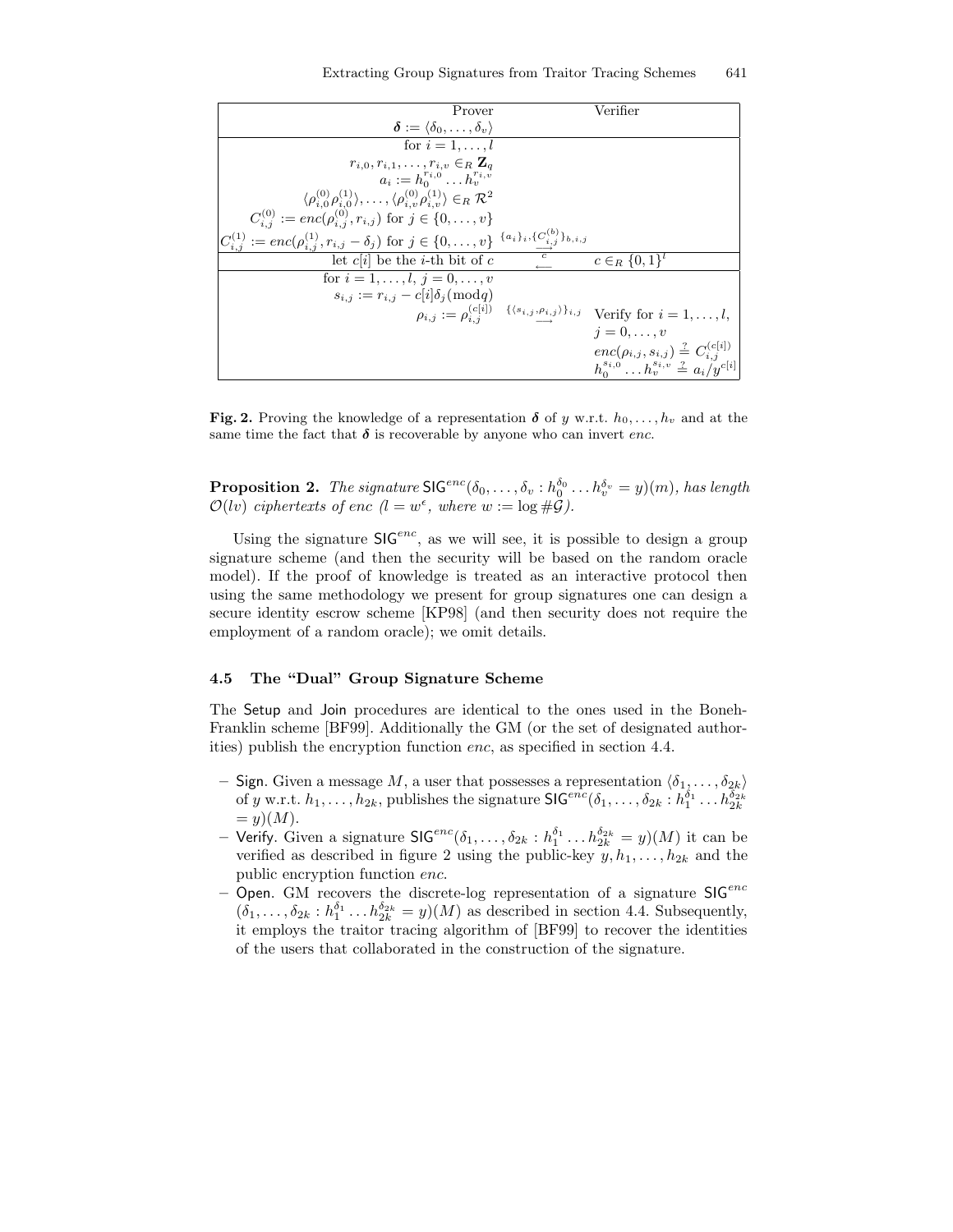| Prover | | Verifier |
|---|---|---|
| $\boldsymbol{\delta} := \langle \delta_0, \ldots, \delta_v \rangle$ | | |
| for $i = 1, \ldots, l$ <br> $r_{i,0}, r_{i,1}, \ldots, r_{i,v} \in_R \mathbf{Z}_q$ <br> $a_i := h_0^{r_{i,0}} \ldots h_v^{r_{i,v}}$ <br> $\langle \rho_{i,0}^{(0)} \rho_{i,0}^{(1)} \rangle, \ldots, \langle \rho_{i,v}^{(0)} \rho_{i,v}^{(1)} \rangle \in_R \mathcal{R}^2$ <br> $C_{i,j}^{(0)} := enc(\rho_{i,j}^{(0)}, r_{i,j})$ for $j \in \{0, \ldots, v\}$ <br> $C_{i,j}^{(1)} := enc(\rho_{i,j}^{(1)}, r_{i,j} - \delta_j)$ for $j \in \{0, \ldots, v\}$ | $\xrightarrow{\{a_i\}_i, \{C_{i,j}^{(b)}\}_{b,i,j}}$ | |
| let $c[i]$ be the $i$-th bit of $c$ | $\xleftarrow{c}$ | $c \in_R \{0,1\}^l$ |
| for $i = 1, \ldots, l$, $j = 0, \ldots, v$ <br> $s_{i,j} := r_{i,j} - c[i]\delta_j (\text{mod} q)$ <br> $\rho_{i,j} := \rho_{i,j}^{(c[i])}$ | $\xrightarrow{\{\langle s_{i,j}, \rho_{i,j} \rangle\}_{i,j}}$ | Verify for $i = 1, \ldots, l$, <br> $j = 0, \ldots, v$ <br> $enc(\rho_{i,j}, s_{i,j}) \stackrel{?}{=} C_{i,j}^{(c[i])}$ <br> $h_0^{s_{i,0}} \ldots h_v^{s_{i,v}} \stackrel{?}{=} a_i / y^{c[i]}$ |

**Fig. 2.** Proving the knowledge of a representation $\boldsymbol{\delta}$ of $y$ w.r.t. $h_0, \ldots, h_v$ and at the same time the fact that $\boldsymbol{\delta}$ is recoverable by anyone who can invert *enc*.

**Proposition 2.** *The signature* $\mathsf{SIG}^{enc}(\delta_0, \ldots, \delta_v : h_0^{\delta_0} \ldots h_v^{\delta_v} = y)(m)$*, has length* $\mathcal{O}(lv)$ *ciphertexts of enc* ($l = w^{\epsilon}$*, where* $w := \log \#\mathcal{G}$*).*

Using the signature $\mathsf{SIG}^{enc}$, as we will see, it is possible to design a group signature scheme (and then the security will be based on the random oracle model). If the proof of knowledge is treated as an interactive protocol then using the same methodology we present for group signatures one can design a secure identity escrow scheme [KP98] (and then security does not require the employment of a random oracle); we omit details.

### 4.5 The "Dual" Group Signature Scheme

The Setup and Join procedures are identical to the ones used in the Boneh-Franklin scheme [BF99]. Additionally the GM (or the set of designated authorities) publish the encryption function *enc*, as specified in section 4.4.

- Sign. Given a message $M$, a user that possesses a representation $\langle \delta_1, \ldots, \delta_{2k} \rangle$ of $y$ w.r.t. $h_1, \ldots, h_{2k}$, publishes the signature $\mathsf{SIG}^{enc}(\delta_1, \ldots, \delta_{2k} : h_1^{\delta_1} \ldots h_{2k}^{\delta_{2k}} = y)(M)$.
- Verify. Given a signature $\mathsf{SIG}^{enc}(\delta_1, \ldots, \delta_{2k} : h_1^{\delta_1} \ldots h_{2k}^{\delta_{2k}} = y)(M)$ it can be verified as described in figure 2 using the public-key $y, h_1, \ldots, h_{2k}$ and the public encryption function *enc*.
- Open. GM recovers the discrete-log representation of a signature $\mathsf{SIG}^{enc}(\delta_1, \ldots, \delta_{2k} : h_1^{\delta_1} \ldots h_{2k}^{\delta_{2k}} = y)(M)$ as described in section 4.4. Subsequently, it employs the traitor tracing algorithm of [BF99] to recover the identities of the users that collaborated in the construction of the signature.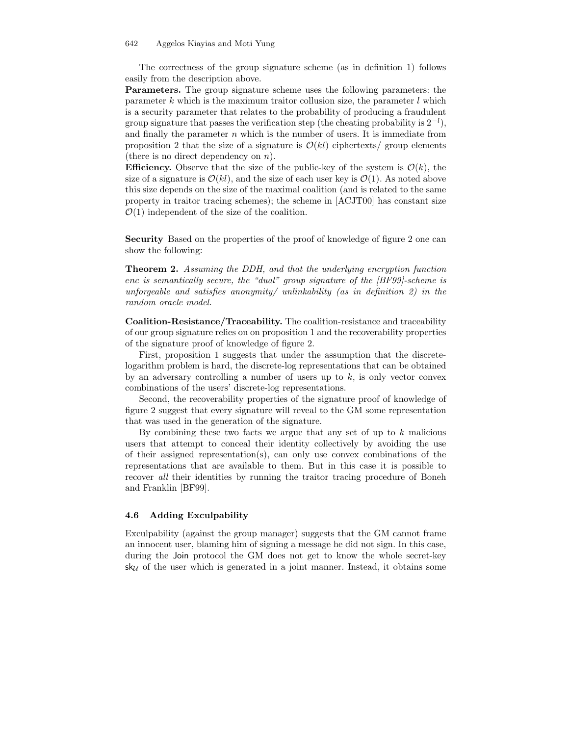The correctness of the group signature scheme (as in definition 1) follows easily from the description above.

**Parameters.** The group signature scheme uses the following parameters: the parameter $k$ which is the maximum traitor collusion size, the parameter $l$ which is a security parameter that relates to the probability of producing a fraudulent group signature that passes the verification step (the cheating probability is $2^{-l}$), and finally the parameter $n$ which is the number of users. It is immediate from proposition 2 that the size of a signature is $\mathcal{O}(kl)$ ciphertexts/ group elements (there is no direct dependency on $n$).

**Efficiency.** Observe that the size of the public-key of the system is $\mathcal{O}(k)$, the size of a signature is $\mathcal{O}(kl)$, and the size of each user key is $\mathcal{O}(1)$. As noted above this size depends on the size of the maximal coalition (and is related to the same property in traitor tracing schemes); the scheme in [ACJT00] has constant size $\mathcal{O}(1)$ independent of the size of the coalition.

**Security** Based on the properties of the proof of knowledge of figure 2 one can show the following:

**Theorem 2.** *Assuming the DDH, and that the underlying encryption function enc is semantically secure, the "dual" group signature of the [BF99]-scheme is unforgeable and satisfies anonymity/ unlinkability (as in definition 2) in the random oracle model.*

**Coalition-Resistance/Traceability.** The coalition-resistance and traceability of our group signature relies on on proposition 1 and the recoverability properties of the signature proof of knowledge of figure 2.

First, proposition 1 suggests that under the assumption that the discrete-logarithm problem is hard, the discrete-log representations that can be obtained by an adversary controlling a number of users up to $k$, is only vector convex combinations of the users' discrete-log representations.

Second, the recoverability properties of the signature proof of knowledge of figure 2 suggest that every signature will reveal to the GM some representation that was used in the generation of the signature.

By combining these two facts we argue that any set of up to $k$ malicious users that attempt to conceal their identity collectively by avoiding the use of their assigned representation(s), can only use convex combinations of the representations that are available to them. But in this case it is possible to recover *all* their identities by running the traitor tracing procedure of Boneh and Franklin [BF99].

### 4.6 Adding Exculpability

Exculpability (against the group manager) suggests that the GM cannot frame an innocent user, blaming him of signing a message he did not sign. In this case, during the Join protocol the GM does not get to know the whole secret-key $\mathsf{sk}_{\mathcal{U}}$ of the user which is generated in a joint manner. Instead, it obtains some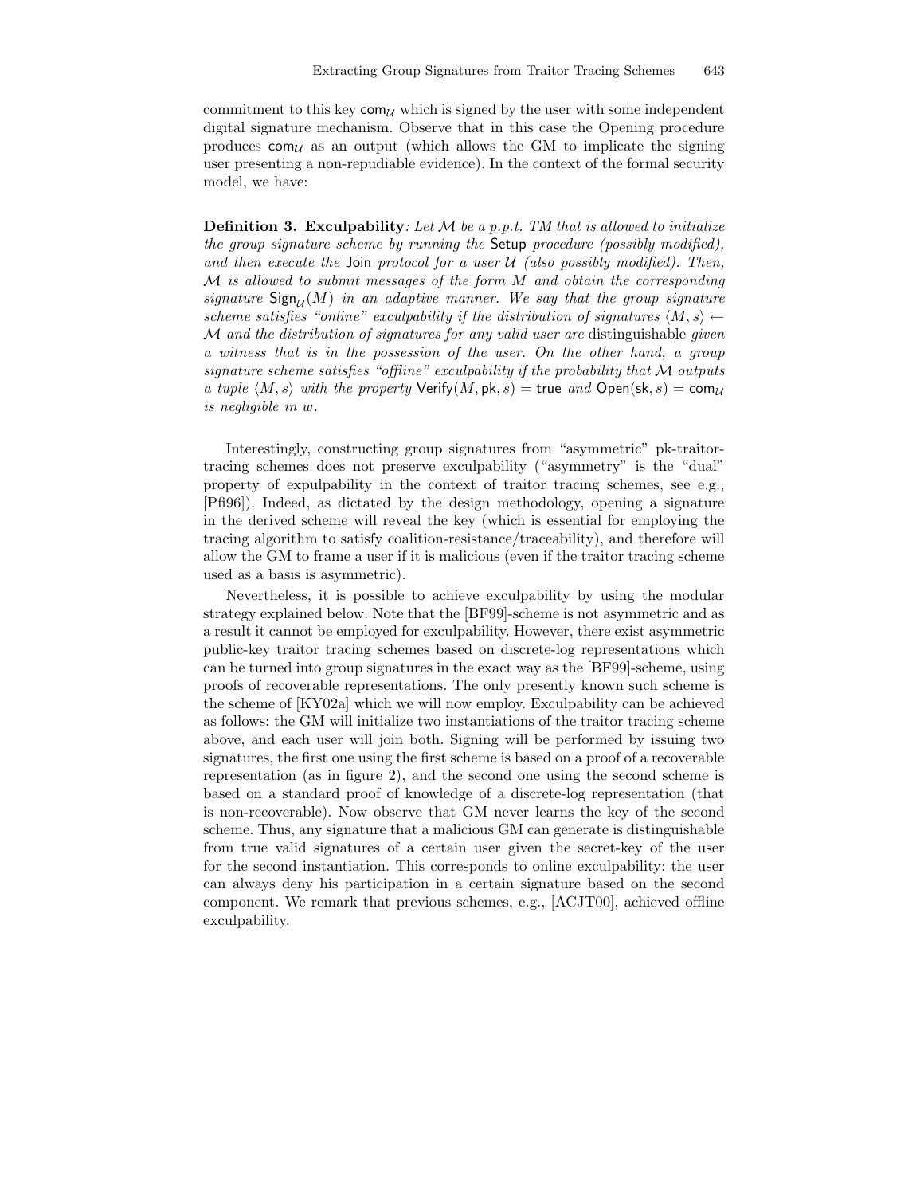commitment to this key $\mathsf{com}_{\mathcal{U}}$ which is signed by the user with some independent digital signature mechanism. Observe that in this case the Opening procedure produces $\mathsf{com}_{\mathcal{U}}$ as an output (which allows the GM to implicate the signing user presenting a non-repudiable evidence). In the context of the formal security model, we have:

**Definition 3. Exculpability**: *Let $\mathcal{M}$ be a p.p.t. TM that is allowed to initialize the group signature scheme by running the* Setup *procedure (possibly modified), and then execute the* Join *protocol for a user $\mathcal{U}$ (also possibly modified). Then, $\mathcal{M}$ is allowed to submit messages of the form $M$ and obtain the corresponding signature $\mathsf{Sign}_{\mathcal{U}}(M)$ in an adaptive manner. We say that the group signature scheme satisfies "online" exculpability if the distribution of signatures $\langle M, s\rangle \leftarrow \mathcal{M}$ and the distribution of signatures for any valid user are* distinguishable *given a witness that is in the possession of the user. On the other hand, a group signature scheme satisfies "offline" exculpability if the probability that $\mathcal{M}$ outputs a tuple $\langle M, s\rangle$ with the property $\mathsf{Verify}(M, \mathsf{pk}, s) = \mathsf{true}$ and $\mathsf{Open}(\mathsf{sk}, s) = \mathsf{com}_{\mathcal{U}}$ is negligible in $w$.*

Interestingly, constructing group signatures from "asymmetric" pk-traitor-tracing schemes does not preserve exculpability ("asymmetry" is the "dual" property of expulpability in the context of traitor tracing schemes, see e.g., [Pfi96]). Indeed, as dictated by the design methodology, opening a signature in the derived scheme will reveal the key (which is essential for employing the tracing algorithm to satisfy coalition-resistance/traceability), and therefore will allow the GM to frame a user if it is malicious (even if the traitor tracing scheme used as a basis is asymmetric).

Nevertheless, it is possible to achieve exculpability by using the modular strategy explained below. Note that the [BF99]-scheme is not asymmetric and as a result it cannot be employed for exculpability. However, there exist asymmetric public-key traitor tracing schemes based on discrete-log representations which can be turned into group signatures in the exact way as the [BF99]-scheme, using proofs of recoverable representations. The only presently known such scheme is the scheme of [KY02a] which we will now employ. Exculpability can be achieved as follows: the GM will initialize two instantiations of the traitor tracing scheme above, and each user will join both. Signing will be performed by issuing two signatures, the first one using the first scheme is based on a proof of a recoverable representation (as in figure 2), and the second one using the second scheme is based on a standard proof of knowledge of a discrete-log representation (that is non-recoverable). Now observe that GM never learns the key of the second scheme. Thus, any signature that a malicious GM can generate is distinguishable from true valid signatures of a certain user given the secret-key of the user for the second instantiation. This corresponds to online exculpability: the user can always deny his participation in a certain signature based on the second component. We remark that previous schemes, e.g., [ACJT00], achieved offline exculpability.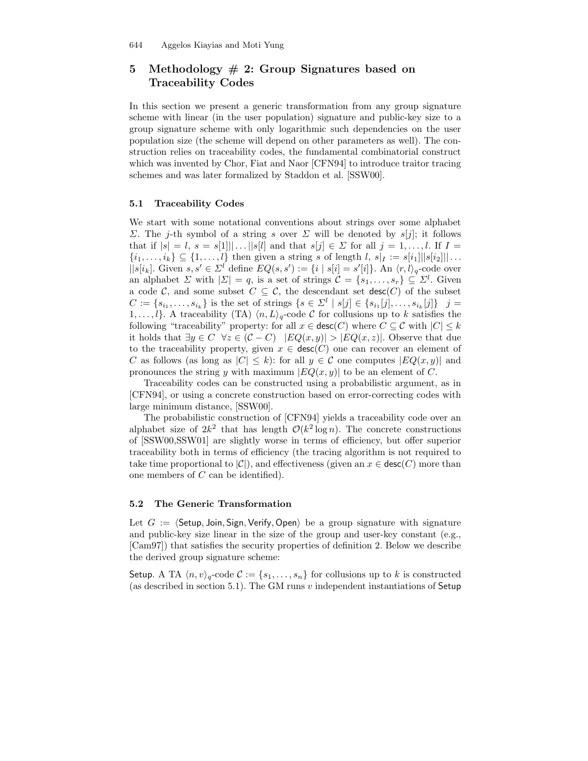## 5 Methodology # 2: Group Signatures based on Traceability Codes

In this section we present a generic transformation from any group signature scheme with linear (in the user population) signature and public-key size to a group signature scheme with only logarithmic such dependencies on the user population size (the scheme will depend on other parameters as well). The construction relies on traceability codes, the fundamental combinatorial construct which was invented by Chor, Fiat and Naor [CFN94] to introduce traitor tracing schemes and was later formalized by Staddon et al. [SSW00].

### 5.1 Traceability Codes

We start with some notational conventions about strings over some alphabet $\Sigma$. The $j$-th symbol of a string $s$ over $\Sigma$ will be denoted by $s[j]$; it follows that if $|s| = l$, $s = s[1]||\ldots||s[l]$ and that $s[j] \in \Sigma$ for all $j = 1, \ldots, l$. If $I = \{i_1, \ldots, i_k\} \subseteq \{1, \ldots, l\}$ then given a string $s$ of length $l$, $s|_I := s[i_1]||s[i_2]||\ldots||s[i_k]$. Given $s, s' \in \Sigma^l$ define $EQ(s, s') := \{i \mid s[i] = s'[i]\}$. An $\langle r, l\rangle_q$-code over an alphabet $\Sigma$ with $|\Sigma| = q$, is a set of strings $\mathcal{C} = \{s_1, \ldots, s_r\} \subseteq \Sigma^l$. Given a code $\mathcal{C}$, and some subset $C \subseteq \mathcal{C}$, the descendant set $\mathsf{desc}(C)$ of the subset $C := \{s_{i_1}, \ldots, s_{i_k}\}$ is the set of strings $\{s \in \Sigma^l \mid s[j] \in \{s_{i_1}[j], \ldots, s_{i_k}[j]\} \quad j = 1, \ldots, l\}$. A traceability (TA) $\langle n, L\rangle_q$-code $\mathcal{C}$ for collusions up to $k$ satisfies the following "traceability" property: for all $x \in \mathsf{desc}(C)$ where $C \subseteq \mathcal{C}$ with $|C| \leq k$ it holds that $\exists y \in C \;\; \forall z \in (\mathcal{C} - C) \quad |EQ(x, y)| > |EQ(x, z)|$. Observe that due to the traceability property, given $x \in \mathsf{desc}(C)$ one can recover an element of $C$ as follows (as long as $|C| \leq k$): for all $y \in \mathcal{C}$ one computes $|EQ(x, y)|$ and pronounces the string $y$ with maximum $|EQ(x, y)|$ to be an element of $C$.

Traceability codes can be constructed using a probabilistic argument, as in [CFN94], or using a concrete construction based on error-correcting codes with large minimum distance, [SSW00].

The probabilistic construction of [CFN94] yields a traceability code over an alphabet size of $2k^2$ that has length $\mathcal{O}(k^2 \log n)$. The concrete constructions of [SSW00,SSW01] are slightly worse in terms of efficiency, but offer superior traceability both in terms of efficiency (the tracing algorithm is not required to take time proportional to $|\mathcal{C}|$), and effectiveness (given an $x \in \mathsf{desc}(C)$ more than one members of $C$ can be identified).

### 5.2 The Generic Transformation

Let $G := \langle \mathsf{Setup}, \mathsf{Join}, \mathsf{Sign}, \mathsf{Verify}, \mathsf{Open}\rangle$ be a group signature with signature and public-key size linear in the size of the group and user-key constant (e.g., [Cam97]) that satisfies the security properties of definition 2. Below we describe the derived group signature scheme:

Setup. A TA $\langle n, v\rangle_q$-code $\mathcal{C} := \{s_1, \ldots, s_n\}$ for collusions up to $k$ is constructed (as described in section 5.1). The GM runs $v$ independent instantiations of Setup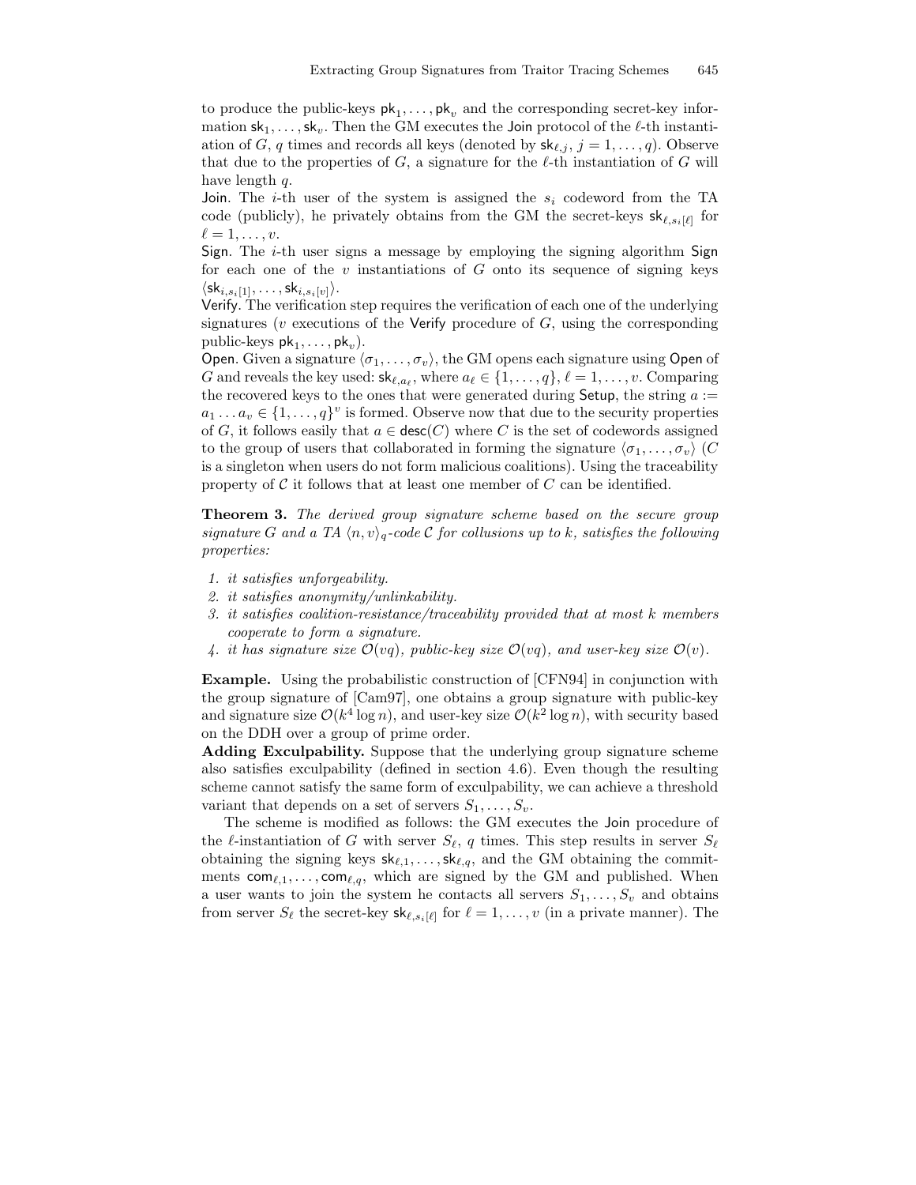to produce the public-keys $\mathsf{pk}_1, \ldots, \mathsf{pk}_v$ and the corresponding secret-key information $\mathsf{sk}_1, \ldots, \mathsf{sk}_v$. Then the GM executes the Join protocol of the $\ell$-th instantiation of $G$, $q$ times and records all keys (denoted by $\mathsf{sk}_{\ell,j}$, $j = 1, \ldots, q$). Observe that due to the properties of $G$, a signature for the $\ell$-th instantiation of $G$ will have length $q$.

Join. The $i$-th user of the system is assigned the $s_i$ codeword from the TA code (publicly), he privately obtains from the GM the secret-keys $\mathsf{sk}_{\ell,s_i[\ell]}$ for $\ell = 1, \ldots, v$.

Sign. The $i$-th user signs a message by employing the signing algorithm Sign for each one of the $v$ instantiations of $G$ onto its sequence of signing keys $\langle \mathsf{sk}_{i,s_i[1]}, \ldots, \mathsf{sk}_{i,s_i[v]} \rangle$.

Verify. The verification step requires the verification of each one of the underlying signatures ($v$ executions of the Verify procedure of $G$, using the corresponding public-keys $\mathsf{pk}_1, \ldots, \mathsf{pk}_v$).

Open. Given a signature $\langle \sigma_1, \ldots, \sigma_v \rangle$, the GM opens each signature using Open of $G$ and reveals the key used: $\mathsf{sk}_{\ell,a_\ell}$, where $a_\ell \in \{1, \ldots, q\}$, $\ell = 1, \ldots, v$. Comparing the recovered keys to the ones that were generated during Setup, the string $a := a_1 \ldots a_v \in \{1, \ldots, q\}^v$ is formed. Observe now that due to the security properties of $G$, it follows easily that $a \in \mathsf{desc}(C)$ where $C$ is the set of codewords assigned to the group of users that collaborated in forming the signature $\langle \sigma_1, \ldots, \sigma_v \rangle$ ($C$ is a singleton when users do not form malicious coalitions). Using the traceability property of $\mathcal{C}$ it follows that at least one member of $C$ can be identified.

**Theorem 3.** *The derived group signature scheme based on the secure group signature $G$ and a TA $\langle n, v \rangle_q$-code $\mathcal{C}$ for collusions up to $k$, satisfies the following properties:*

1. *it satisfies unforgeability.*
2. *it satisfies anonymity/unlinkability.*
3. *it satisfies coalition-resistance/traceability provided that at most $k$ members cooperate to form a signature.*
4. *it has signature size $\mathcal{O}(vq)$, public-key size $\mathcal{O}(vq)$, and user-key size $\mathcal{O}(v)$.*

**Example.** Using the probabilistic construction of [CFN94] in conjunction with the group signature of [Cam97], one obtains a group signature with public-key and signature size $\mathcal{O}(k^4 \log n)$, and user-key size $\mathcal{O}(k^2 \log n)$, with security based on the DDH over a group of prime order.

**Adding Exculpability.** Suppose that the underlying group signature scheme also satisfies exculpability (defined in section 4.6). Even though the resulting scheme cannot satisfy the same form of exculpability, we can achieve a threshold variant that depends on a set of servers $S_1, \ldots, S_v$.

The scheme is modified as follows: the GM executes the Join procedure of the $\ell$-instantiation of $G$ with server $S_\ell$, $q$ times. This step results in server $S_\ell$ obtaining the signing keys $\mathsf{sk}_{\ell,1}, \ldots, \mathsf{sk}_{\ell,q}$, and the GM obtaining the commitments $\mathsf{com}_{\ell,1}, \ldots, \mathsf{com}_{\ell,q}$, which are signed by the GM and published. When a user wants to join the system he contacts all servers $S_1, \ldots, S_v$ and obtains from server $S_\ell$ the secret-key $\mathsf{sk}_{\ell,s_i[\ell]}$ for $\ell = 1, \ldots, v$ (in a private manner). The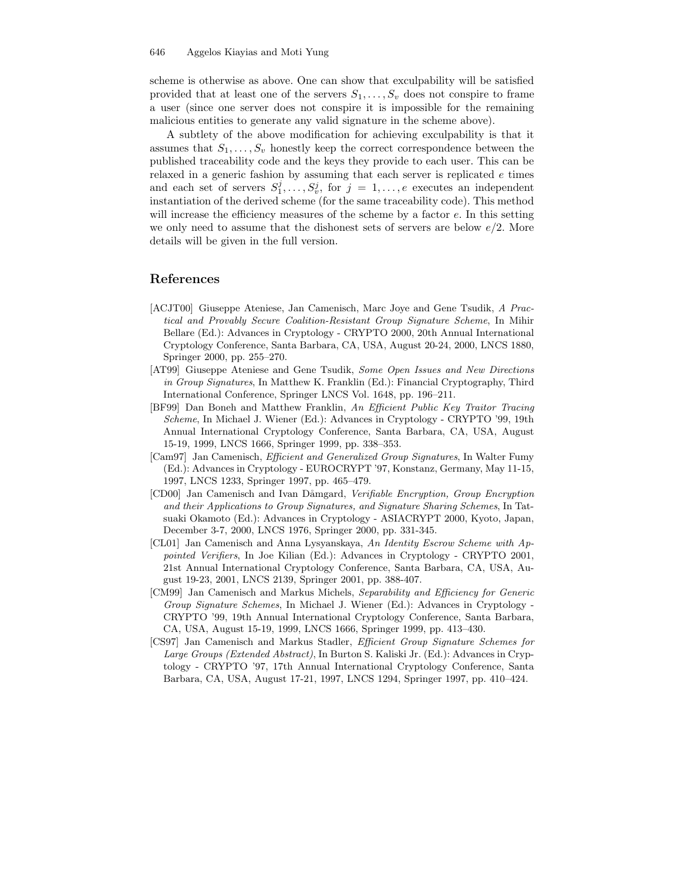scheme is otherwise as above. One can show that exculpability will be satisfied provided that at least one of the servers $S_1, \ldots, S_v$ does not conspire to frame a user (since one server does not conspire it is impossible for the remaining malicious entities to generate any valid signature in the scheme above).

A subtlety of the above modification for achieving exculpability is that it assumes that $S_1, \ldots, S_v$ honestly keep the correct correspondence between the published traceability code and the keys they provide to each user. This can be relaxed in a generic fashion by assuming that each server is replicated $e$ times and each set of servers $S_1^j, \ldots, S_v^j$, for $j = 1, \ldots, e$ executes an independent instantiation of the derived scheme (for the same traceability code). This method will increase the efficiency measures of the scheme by a factor $e$. In this setting we only need to assume that the dishonest sets of servers are below $e/2$. More details will be given in the full version.

## References

[ACJT00] Giuseppe Ateniese, Jan Camenisch, Marc Joye and Gene Tsudik, *A Practical and Provably Secure Coalition-Resistant Group Signature Scheme*, In Mihir Bellare (Ed.): Advances in Cryptology - CRYPTO 2000, 20th Annual International Cryptology Conference, Santa Barbara, CA, USA, August 20-24, 2000, LNCS 1880, Springer 2000, pp. 255–270.

[AT99] Giuseppe Ateniese and Gene Tsudik, *Some Open Issues and New Directions in Group Signatures*, In Matthew K. Franklin (Ed.): Financial Cryptography, Third International Conference, Springer LNCS Vol. 1648, pp. 196–211.

[BF99] Dan Boneh and Matthew Franklin, *An Efficient Public Key Traitor Tracing Scheme*, In Michael J. Wiener (Ed.): Advances in Cryptology - CRYPTO '99, 19th Annual International Cryptology Conference, Santa Barbara, CA, USA, August 15-19, 1999, LNCS 1666, Springer 1999, pp. 338–353.

[Cam97] Jan Camenisch, *Efficient and Generalized Group Signatures*, In Walter Fumy (Ed.): Advances in Cryptology - EUROCRYPT '97, Konstanz, Germany, May 11-15, 1997, LNCS 1233, Springer 1997, pp. 465–479.

[CD00] Jan Camenisch and Ivan Dåmgard, *Verifiable Encryption, Group Encryption and their Applications to Group Signatures, and Signature Sharing Schemes*, In Tatsuaki Okamoto (Ed.): Advances in Cryptology - ASIACRYPT 2000, Kyoto, Japan, December 3-7, 2000, LNCS 1976, Springer 2000, pp. 331-345.

[CL01] Jan Camenisch and Anna Lysyanskaya, *An Identity Escrow Scheme with Appointed Verifiers*, In Joe Kilian (Ed.): Advances in Cryptology - CRYPTO 2001, 21st Annual International Cryptology Conference, Santa Barbara, CA, USA, August 19-23, 2001, LNCS 2139, Springer 2001, pp. 388-407.

[CM99] Jan Camenisch and Markus Michels, *Separability and Efficiency for Generic Group Signature Schemes*, In Michael J. Wiener (Ed.): Advances in Cryptology - CRYPTO '99, 19th Annual International Cryptology Conference, Santa Barbara, CA, USA, August 15-19, 1999, LNCS 1666, Springer 1999, pp. 413–430.

[CS97] Jan Camenisch and Markus Stadler, *Efficient Group Signature Schemes for Large Groups (Extended Abstract)*, In Burton S. Kaliski Jr. (Ed.): Advances in Cryptology - CRYPTO '97, 17th Annual International Cryptology Conference, Santa Barbara, CA, USA, August 17-21, 1997, LNCS 1294, Springer 1997, pp. 410–424.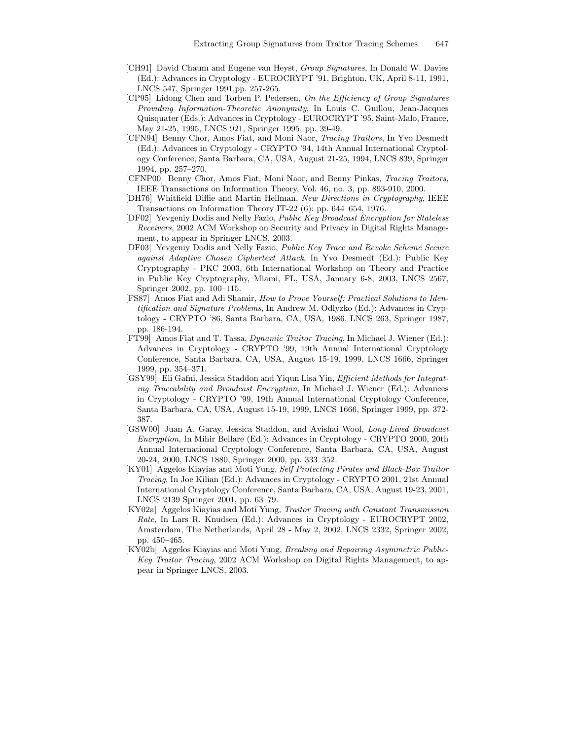[CH91] David Chaum and Eugene van Heyst, *Group Signatures*, In Donald W. Davies (Ed.): Advances in Cryptology - EUROCRYPT '91, Brighton, UK, April 8-11, 1991, LNCS 547, Springer 1991,pp. 257-265.

[CP95] Lidong Chen and Torben P. Pedersen, *On the Efficiency of Group Signatures Providing Information-Theoretic Anonymity*, In Louis C. Guillou, Jean-Jacques Quisquater (Eds.): Advances in Cryptology - EUROCRYPT '95, Saint-Malo, France, May 21-25, 1995, LNCS 921, Springer 1995, pp. 39-49.

[CFN94] Benny Chor, Amos Fiat, and Moni Naor, *Tracing Traitors*, In Yvo Desmedt (Ed.): Advances in Cryptology - CRYPTO '94, 14th Annual International Cryptology Conference, Santa Barbara, CA, USA, August 21-25, 1994, LNCS 839, Springer 1994, pp. 257–270.

[CFNP00] Benny Chor, Amos Fiat, Moni Naor, and Benny Pinkas, *Tracing Traitors*, IEEE Transactions on Information Theory, Vol. 46, no. 3, pp. 893-910, 2000.

[DH76] Whitfield Diffie and Martin Hellman, *New Directions in Cryptography*, IEEE Transactions on Information Theory IT-22 (6): pp. 644–654, 1976.

[DF02] Yevgeniy Dodis and Nelly Fazio, *Public Key Broadcast Encryption for Stateless Receivers*, 2002 ACM Workshop on Security and Privacy in Digital Rights Management, to appear in Springer LNCS, 2003.

[DF03] Yevgeniy Dodis and Nelly Fazio, *Public Key Trace and Revoke Scheme Secure against Adaptive Chosen Ciphertext Attack*, In Yvo Desmedt (Ed.): Public Key Cryptography - PKC 2003, 6th International Workshop on Theory and Practice in Public Key Cryptography, Miami, FL, USA, January 6-8, 2003, LNCS 2567, Springer 2002, pp. 100–115.

[FS87] Amos Fiat and Adi Shamir, *How to Prove Yourself: Practical Solutions to Identification and Signature Problems*, In Andrew M. Odlyzko (Ed.): Advances in Cryptology - CRYPTO '86, Santa Barbara, CA, USA, 1986, LNCS 263, Springer 1987, pp. 186-194.

[FT99] Amos Fiat and T. Tassa, *Dynamic Traitor Tracing*, In Michael J. Wiener (Ed.): Advances in Cryptology - CRYPTO '99, 19th Annual International Cryptology Conference, Santa Barbara, CA, USA, August 15-19, 1999, LNCS 1666, Springer 1999, pp. 354–371.

[GSY99] Eli Gafni, Jessica Staddon and Yiqun Lisa Yin, *Efficient Methods for Integrating Traceability and Broadcast Encryption*, In Michael J. Wiener (Ed.): Advances in Cryptology - CRYPTO '99, 19th Annual International Cryptology Conference, Santa Barbara, CA, USA, August 15-19, 1999, LNCS 1666, Springer 1999, pp. 372-387.

[GSW00] Juan A. Garay, Jessica Staddon, and Avishai Wool, *Long-Lived Broadcast Encryption*, In Mihir Bellare (Ed.): Advances in Cryptology - CRYPTO 2000, 20th Annual International Cryptology Conference, Santa Barbara, CA, USA, August 20-24, 2000, LNCS 1880, Springer 2000, pp. 333–352.

[KY01] Aggelos Kiayias and Moti Yung, *Self Protecting Pirates and Black-Box Traitor Tracing*, In Joe Kilian (Ed.): Advances in Cryptology - CRYPTO 2001, 21st Annual International Cryptology Conference, Santa Barbara, CA, USA, August 19-23, 2001, LNCS 2139 Springer 2001, pp. 63–79.

[KY02a] Aggelos Kiayias and Moti Yung, *Traitor Tracing with Constant Transmission Rate*, In Lars R. Knudsen (Ed.): Advances in Cryptology - EUROCRYPT 2002, Amsterdam, The Netherlands, April 28 - May 2, 2002, LNCS 2332, Springer 2002, pp. 450–465.

[KY02b] Aggelos Kiayias and Moti Yung, *Breaking and Repairing Asymmetric Public-Key Traitor Tracing*, 2002 ACM Workshop on Digital Rights Management, to appear in Springer LNCS, 2003.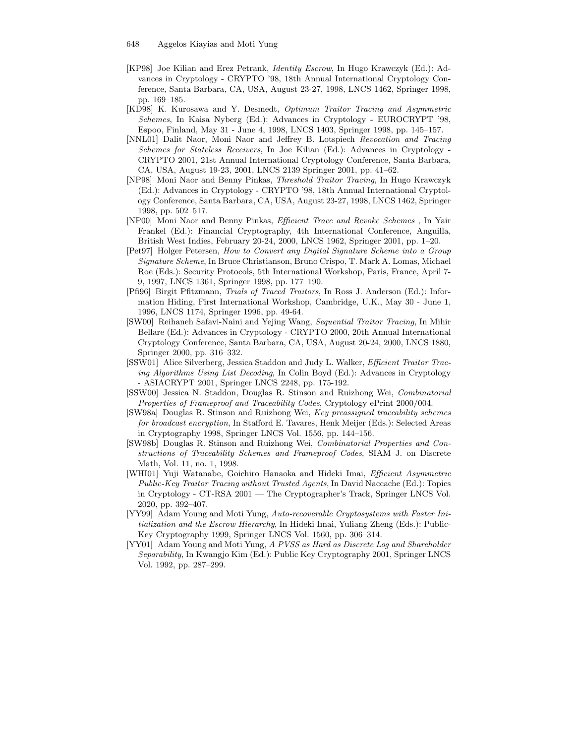[KP98] Joe Kilian and Erez Petrank, *Identity Escrow*, In Hugo Krawczyk (Ed.): Advances in Cryptology - CRYPTO '98, 18th Annual International Cryptology Conference, Santa Barbara, CA, USA, August 23-27, 1998, LNCS 1462, Springer 1998, pp. 169–185.

[KD98] K. Kurosawa and Y. Desmedt, *Optimum Traitor Tracing and Asymmetric Schemes*, In Kaisa Nyberg (Ed.): Advances in Cryptology - EUROCRYPT '98, Espoo, Finland, May 31 - June 4, 1998, LNCS 1403, Springer 1998, pp. 145–157.

[NNL01] Dalit Naor, Moni Naor and Jeffrey B. Lotspiech *Revocation and Tracing Schemes for Stateless Receivers*, In Joe Kilian (Ed.): Advances in Cryptology - CRYPTO 2001, 21st Annual International Cryptology Conference, Santa Barbara, CA, USA, August 19-23, 2001, LNCS 2139 Springer 2001, pp. 41–62.

[NP98] Moni Naor and Benny Pinkas, *Threshold Traitor Tracing*, In Hugo Krawczyk (Ed.): Advances in Cryptology - CRYPTO '98, 18th Annual International Cryptology Conference, Santa Barbara, CA, USA, August 23-27, 1998, LNCS 1462, Springer 1998, pp. 502–517.

[NP00] Moni Naor and Benny Pinkas, *Efficient Trace and Revoke Schemes* , In Yair Frankel (Ed.): Financial Cryptography, 4th International Conference, Anguilla, British West Indies, February 20-24, 2000, LNCS 1962, Springer 2001, pp. 1–20.

[Pet97] Holger Petersen, *How to Convert any Digital Signature Scheme into a Group Signature Scheme*, In Bruce Christianson, Bruno Crispo, T. Mark A. Lomas, Michael Roe (Eds.): Security Protocols, 5th International Workshop, Paris, France, April 7-9, 1997, LNCS 1361, Springer 1998, pp. 177–190.

[Pfi96] Birgit Pfitzmann, *Trials of Traced Traitors*, In Ross J. Anderson (Ed.): Information Hiding, First International Workshop, Cambridge, U.K., May 30 - June 1, 1996, LNCS 1174, Springer 1996, pp. 49-64.

[SW00] Reihaneh Safavi-Naini and Yejing Wang, *Sequential Traitor Tracing*, In Mihir Bellare (Ed.): Advances in Cryptology - CRYPTO 2000, 20th Annual International Cryptology Conference, Santa Barbara, CA, USA, August 20-24, 2000, LNCS 1880, Springer 2000, pp. 316–332.

[SSW01] Alice Silverberg, Jessica Staddon and Judy L. Walker, *Efficient Traitor Tracing Algorithms Using List Decoding*, In Colin Boyd (Ed.): Advances in Cryptology - ASIACRYPT 2001, Springer LNCS 2248, pp. 175-192.

[SSW00] Jessica N. Staddon, Douglas R. Stinson and Ruizhong Wei, *Combinatorial Properties of Frameproof and Traceability Codes*, Cryptology ePrint 2000/004.

[SW98a] Douglas R. Stinson and Ruizhong Wei, *Key preassigned traceability schemes for broadcast encryption*, In Stafford E. Tavares, Henk Meijer (Eds.): Selected Areas in Cryptography 1998, Springer LNCS Vol. 1556, pp. 144–156.

[SW98b] Douglas R. Stinson and Ruizhong Wei, *Combinatorial Properties and Constructions of Traceability Schemes and Frameproof Codes*, SIAM J. on Discrete Math, Vol. 11, no. 1, 1998.

[WHI01] Yuji Watanabe, Goichiro Hanaoka and Hideki Imai, *Efficient Asymmetric Public-Key Traitor Tracing without Trusted Agents*, In David Naccache (Ed.): Topics in Cryptology - CT-RSA 2001 — The Cryptographer's Track, Springer LNCS Vol. 2020, pp. 392–407.

[YY99] Adam Young and Moti Yung, *Auto-recoverable Cryptosystems with Faster Initialization and the Escrow Hierarchy*, In Hideki Imai, Yuliang Zheng (Eds.): Public-Key Cryptography 1999, Springer LNCS Vol. 1560, pp. 306–314.

[YY01] Adam Young and Moti Yung, *A PVSS as Hard as Discrete Log and Shareholder Separability*, In Kwangjo Kim (Ed.): Public Key Cryptography 2001, Springer LNCS Vol. 1992, pp. 287–299.